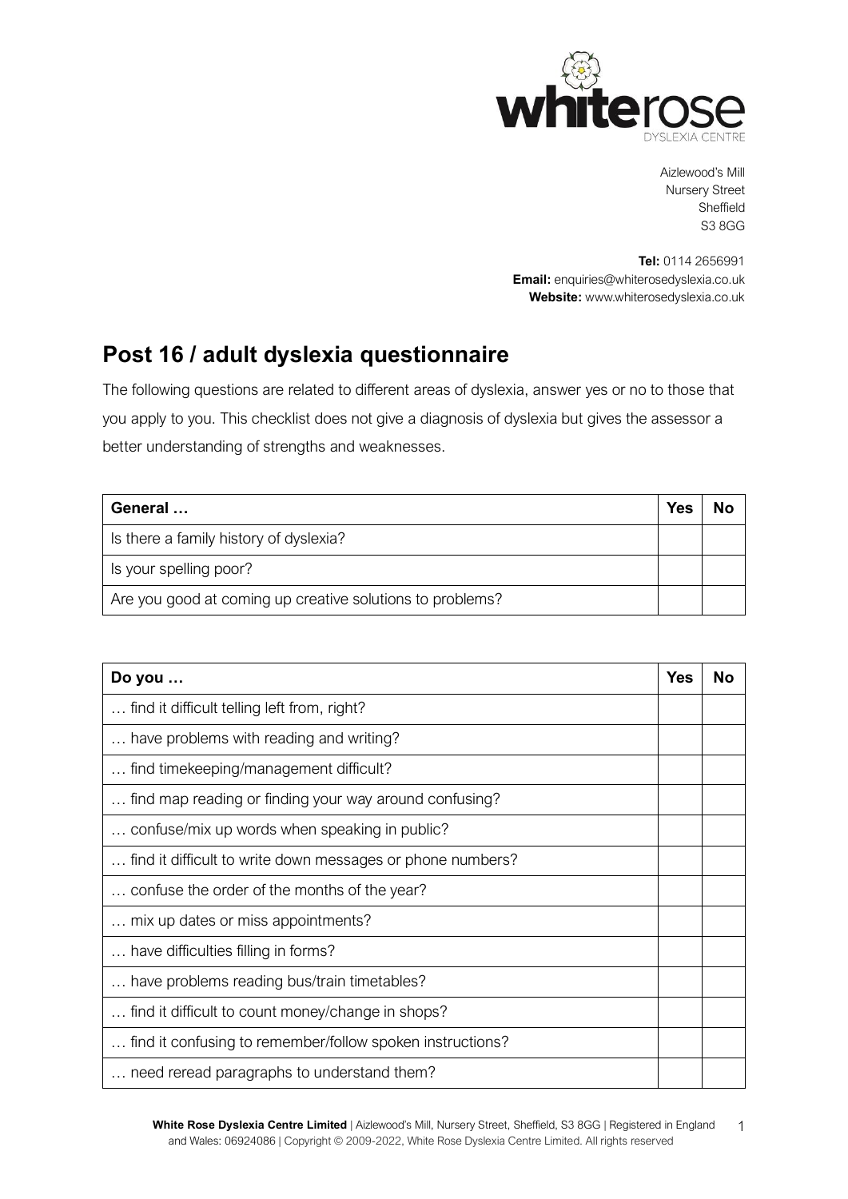whiterose
DYSLEXIA CENTRE

Aizlewood's Mill
Nursery Street
Sheffield
S3 8GG

**Tel:** 0114 2656991
**Email:** enquiries@whiterosedyslexia.co.uk
**Website:** www.whiterosedyslexia.co.uk

# Post 16 / adult dyslexia questionnaire

The following questions are related to different areas of dyslexia, answer yes or no to those that you apply to you. This checklist does not give a diagnosis of dyslexia but gives the assessor a better understanding of strengths and weaknesses.

| **General …** | **Yes** | **No** |
|---|---|---|
| Is there a family history of dyslexia? | | |
| Is your spelling poor? | | |
| Are you good at coming up creative solutions to problems? | | |

| **Do you …** | **Yes** | **No** |
|---|---|---|
| … find it difficult telling left from, right? | | |
| … have problems with reading and writing? | | |
| … find timekeeping/management difficult? | | |
| … find map reading or finding your way around confusing? | | |
| … confuse/mix up words when speaking in public? | | |
| … find it difficult to write down messages or phone numbers? | | |
| … confuse the order of the months of the year? | | |
| … mix up dates or miss appointments? | | |
| … have difficulties filling in forms? | | |
| … have problems reading bus/train timetables? | | |
| … find it difficult to count money/change in shops? | | |
| … find it confusing to remember/follow spoken instructions? | | |
| … need reread paragraphs to understand them? | | |

**White Rose Dyslexia Centre Limited** | Aizlewood's Mill, Nursery Street, Sheffield, S3 8GG | Registered in England and Wales: 06924086 | Copyright © 2009-2022, White Rose Dyslexia Centre Limited. All rights reserved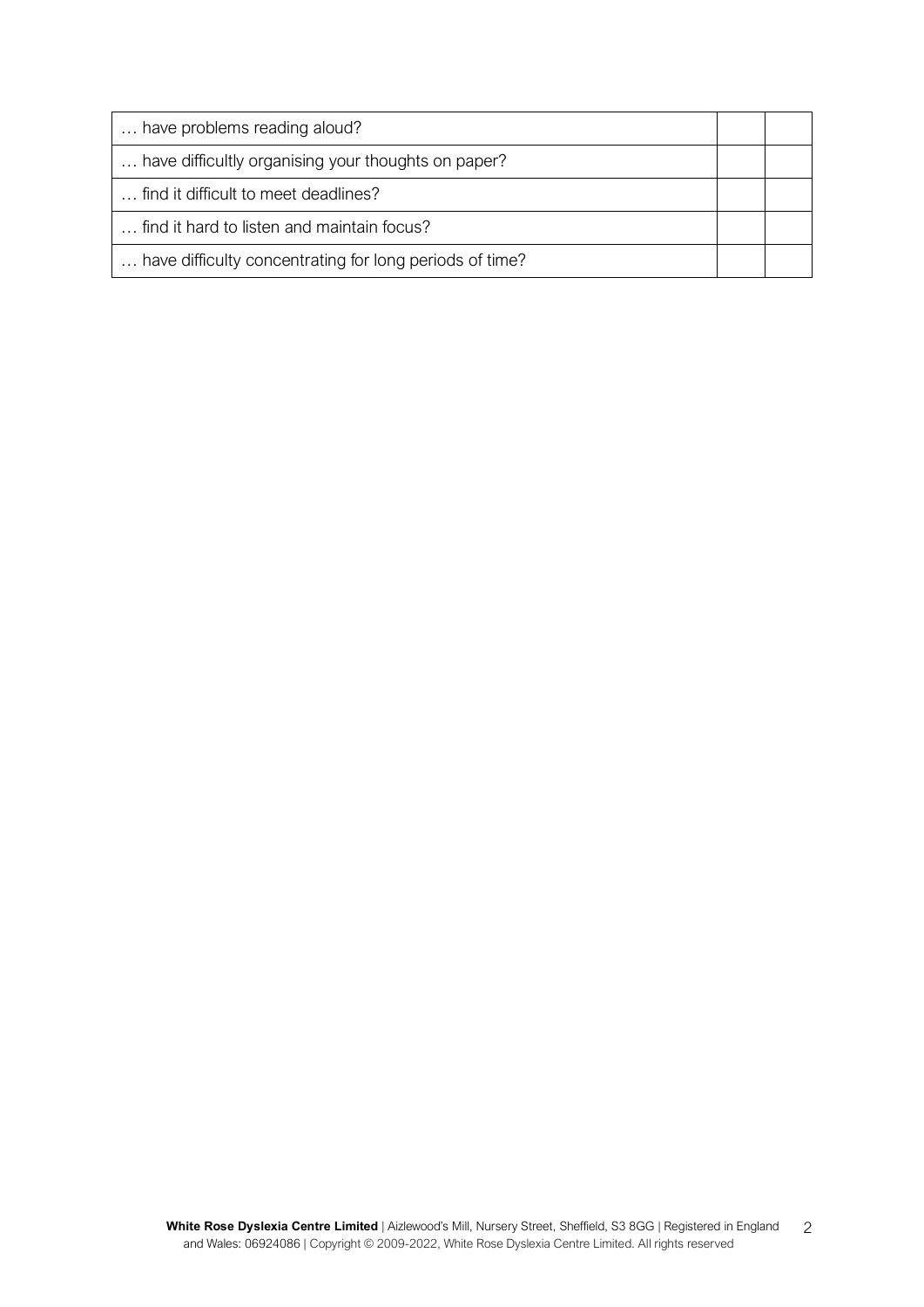| | | |
|---|---|---|
| … have problems reading aloud? | | |
| … have difficultly organising your thoughts on paper? | | |
| … find it difficult to meet deadlines? | | |
| … find it hard to listen and maintain focus? | | |
| … have difficulty concentrating for long periods of time? | | |

**White Rose Dyslexia Centre Limited** | Aizlewood's Mill, Nursery Street, Sheffield, S3 8GG | Registered in England and Wales: 06924086 | Copyright © 2009-2022, White Rose Dyslexia Centre Limited. All rights reserved